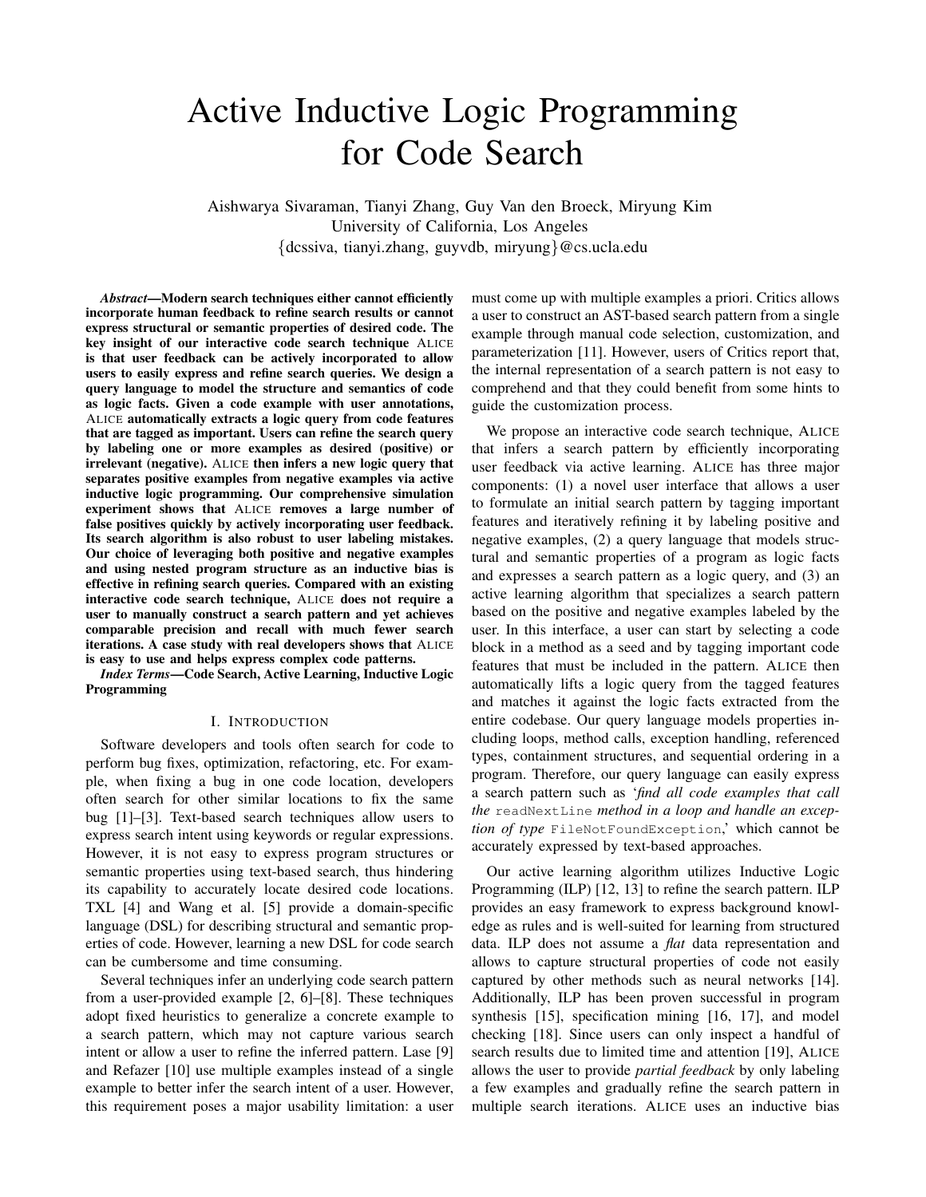# Active Inductive Logic Programming for Code Search

Aishwarya Sivaraman, Tianyi Zhang, Guy Van den Broeck, Miryung Kim
University of California, Los Angeles
{dcssiva, tianyi.zhang, guyvdb, miryung}@cs.ucla.edu

***Abstract*—Modern search techniques either cannot efficiently incorporate human feedback to refine search results or cannot express structural or semantic properties of desired code. The key insight of our interactive code search technique ALICE is that user feedback can be actively incorporated to allow users to easily express and refine search queries. We design a query language to model the structure and semantics of code as logic facts. Given a code example with user annotations, ALICE automatically extracts a logic query from code features that are tagged as important. Users can refine the search query by labeling one or more examples as desired (positive) or irrelevant (negative). ALICE then infers a new logic query that separates positive examples from negative examples via active inductive logic programming. Our comprehensive simulation experiment shows that ALICE removes a large number of false positives quickly by actively incorporating user feedback. Its search algorithm is also robust to user labeling mistakes. Our choice of leveraging both positive and negative examples and using nested program structure as an inductive bias is effective in refining search queries. Compared with an existing interactive code search technique, ALICE does not require a user to manually construct a search pattern and yet achieves comparable precision and recall with much fewer search iterations. A case study with real developers shows that ALICE is easy to use and helps express complex code patterns.**

***Index Terms*—Code Search, Active Learning, Inductive Logic Programming**

## I. Introduction

Software developers and tools often search for code to perform bug fixes, optimization, refactoring, etc. For example, when fixing a bug in one code location, developers often search for other similar locations to fix the same bug [1]–[3]. Text-based search techniques allow users to express search intent using keywords or regular expressions. However, it is not easy to express program structures or semantic properties using text-based search, thus hindering its capability to accurately locate desired code locations. TXL [4] and Wang et al. [5] provide a domain-specific language (DSL) for describing structural and semantic properties of code. However, learning a new DSL for code search can be cumbersome and time consuming.

Several techniques infer an underlying code search pattern from a user-provided example [2, 6]–[8]. These techniques adopt fixed heuristics to generalize a concrete example to a search pattern, which may not capture various search intent or allow a user to refine the inferred pattern. Lase [9] and Refazer [10] use multiple examples instead of a single example to better infer the search intent of a user. However, this requirement poses a major usability limitation: a user must come up with multiple examples a priori. Critics allows a user to construct an AST-based search pattern from a single example through manual code selection, customization, and parameterization [11]. However, users of Critics report that, the internal representation of a search pattern is not easy to comprehend and that they could benefit from some hints to guide the customization process.

We propose an interactive code search technique, ALICE that infers a search pattern by efficiently incorporating user feedback via active learning. ALICE has three major components: (1) a novel user interface that allows a user to formulate an initial search pattern by tagging important features and iteratively refining it by labeling positive and negative examples, (2) a query language that models structural and semantic properties of a program as logic facts and expresses a search pattern as a logic query, and (3) an active learning algorithm that specializes a search pattern based on the positive and negative examples labeled by the user. In this interface, a user can start by selecting a code block in a method as a seed and by tagging important code features that must be included in the pattern. ALICE then automatically lifts a logic query from the tagged features and matches it against the logic facts extracted from the entire codebase. Our query language models properties including loops, method calls, exception handling, referenced types, containment structures, and sequential ordering in a program. Therefore, our query language can easily express a search pattern such as '*find all code examples that call the* `readNextLine` *method in a loop and handle an exception of type* `FileNotFoundException`,' which cannot be accurately expressed by text-based approaches.

Our active learning algorithm utilizes Inductive Logic Programming (ILP) [12, 13] to refine the search pattern. ILP provides an easy framework to express background knowledge as rules and is well-suited for learning from structured data. ILP does not assume a *flat* data representation and allows to capture structural properties of code not easily captured by other methods such as neural networks [14]. Additionally, ILP has been proven successful in program synthesis [15], specification mining [16, 17], and model checking [18]. Since users can only inspect a handful of search results due to limited time and attention [19], ALICE allows the user to provide *partial feedback* by only labeling a few examples and gradually refine the search pattern in multiple search iterations. ALICE uses an inductive bias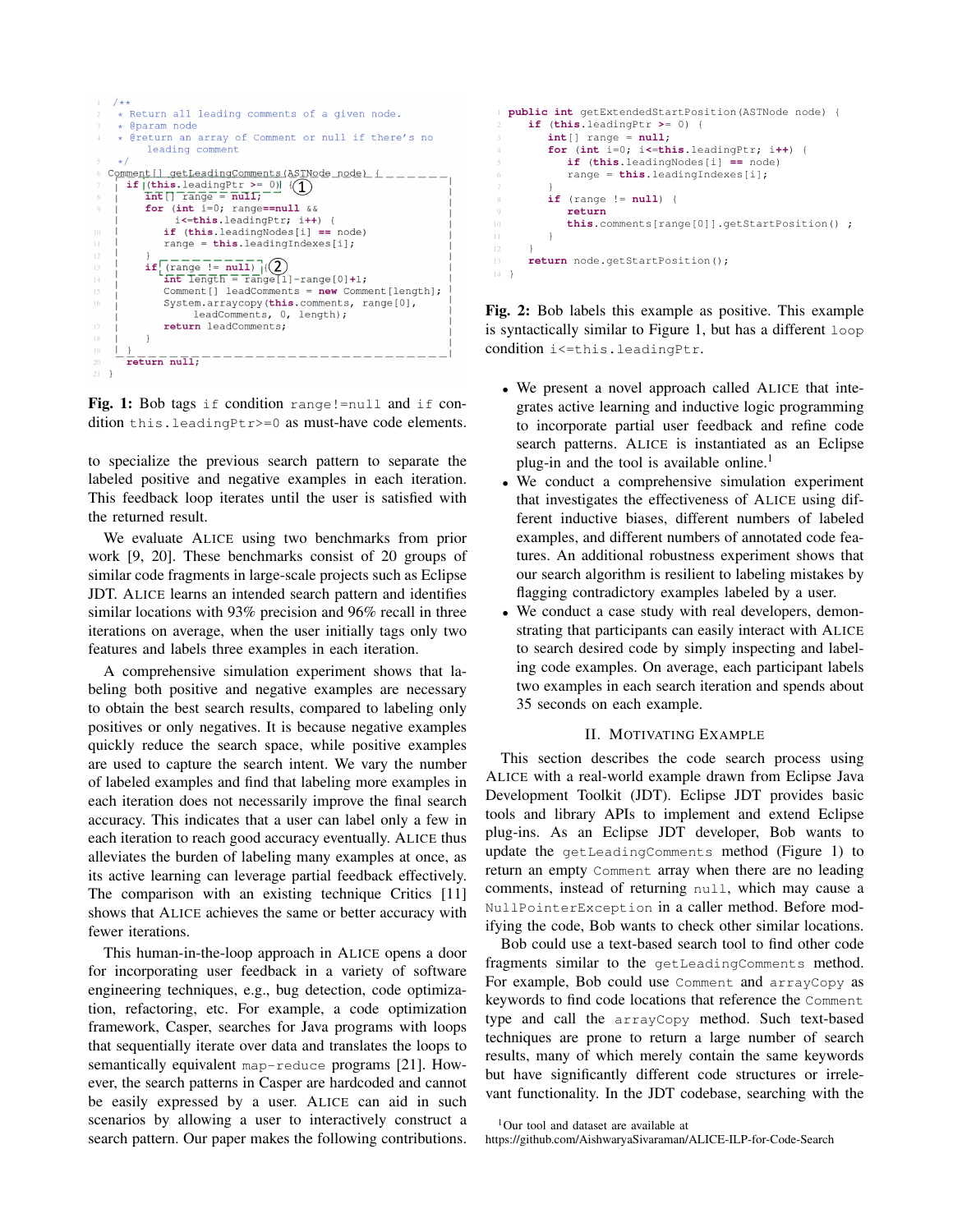```java
/**
 * Return all leading comments of a given node.
 * @param node
 * @return an array of Comment or null if there's no
 *     leading comment
 */
Comment[] getLeadingComments(ASTNode node) {
  if (this.leadingPtr >= 0) {  ①
    int[] range = null;
    for (int i=0; range==null &&
        i<=this.leadingPtr; i++) {
      if (this.leadingNodes[i] == node)
      range = this.leadingIndexes[i];
    }
    if (range != null) {  ②
      int length = range[1]-range[0]+1;
      Comment[] leadComments = new Comment[length];
      System.arraycopy(this.comments, range[0],
          leadComments, 0, length);
      return leadComments;
    }
  }
  return null;
}
```

**Fig. 1:** Bob tags `if` condition `range!=null` and `if` condition `this.leadingPtr>=0` as must-have code elements.

```java
public int getExtendedStartPosition(ASTNode node) {
  if (this.leadingPtr >= 0) {
    int[] range = null;
    for (int i=0; i<=this.leadingPtr; i++) {
      if (this.leadingNodes[i] == node)
      range = this.leadingIndexes[i];
    }
    if (range != null) {
      return
      this.comments[range[0]].getStartPosition() ;
    }
  }
  return node.getStartPosition();
}
```

**Fig. 2:** Bob labels this example as positive. This example is syntactically similar to Figure 1, but has a different `loop` condition `i<=this.leadingPtr`.

to specialize the previous search pattern to separate the labeled positive and negative examples in each iteration. This feedback loop iterates until the user is satisfied with the returned result.

We evaluate ALICE using two benchmarks from prior work [9, 20]. These benchmarks consist of 20 groups of similar code fragments in large-scale projects such as Eclipse JDT. ALICE learns an intended search pattern and identifies similar locations with 93% precision and 96% recall in three iterations on average, when the user initially tags only two features and labels three examples in each iteration.

A comprehensive simulation experiment shows that labeling both positive and negative examples are necessary to obtain the best search results, compared to labeling only positives or only negatives. It is because negative examples quickly reduce the search space, while positive examples are used to capture the search intent. We vary the number of labeled examples and find that labeling more examples in each iteration does not necessarily improve the final search accuracy. This indicates that a user can label only a few in each iteration to reach good accuracy eventually. ALICE thus alleviates the burden of labeling many examples at once, as its active learning can leverage partial feedback effectively. The comparison with an existing technique Critics [11] shows that ALICE achieves the same or better accuracy with fewer iterations.

This human-in-the-loop approach in ALICE opens a door for incorporating user feedback in a variety of software engineering techniques, e.g., bug detection, code optimization, refactoring, etc. For example, a code optimization framework, Casper, searches for Java programs with loops that sequentially iterate over data and translates the loops to semantically equivalent `map-reduce` programs [21]. However, the search patterns in Casper are hardcoded and cannot be easily expressed by a user. ALICE can aid in such scenarios by allowing a user to interactively construct a search pattern. Our paper makes the following contributions.

- We present a novel approach called ALICE that integrates active learning and inductive logic programming to incorporate partial user feedback and refine code search patterns. ALICE is instantiated as an Eclipse plug-in and the tool is available online.[1]
- We conduct a comprehensive simulation experiment that investigates the effectiveness of ALICE using different inductive biases, different numbers of labeled examples, and different numbers of annotated code features. An additional robustness experiment shows that our search algorithm is resilient to labeling mistakes by flagging contradictory examples labeled by a user.
- We conduct a case study with real developers, demonstrating that participants can easily interact with ALICE to search desired code by simply inspecting and labeling code examples. On average, each participant labels two examples in each search iteration and spends about 35 seconds on each example.

## II. Motivating Example

This section describes the code search process using ALICE with a real-world example drawn from Eclipse Java Development Toolkit (JDT). Eclipse JDT provides basic tools and library APIs to implement and extend Eclipse plug-ins. As an Eclipse JDT developer, Bob wants to update the `getLeadingComments` method (Figure 1) to return an empty `Comment` array when there are no leading comments, instead of returning `null`, which may cause a `NullPointerException` in a caller method. Before modifying the code, Bob wants to check other similar locations.

Bob could use a text-based search tool to find other code fragments similar to the `getLeadingComments` method. For example, Bob could use `Comment` and `arrayCopy` as keywords to find code locations that reference the `Comment` type and call the `arrayCopy` method. Such text-based techniques are prone to return a large number of search results, many of which merely contain the same keywords but have significantly different code structures or irrelevant functionality. In the JDT codebase, searching with the

[1] Our tool and dataset are available at https://github.com/AishwaryaSivaraman/ALICE-ILP-for-Code-Search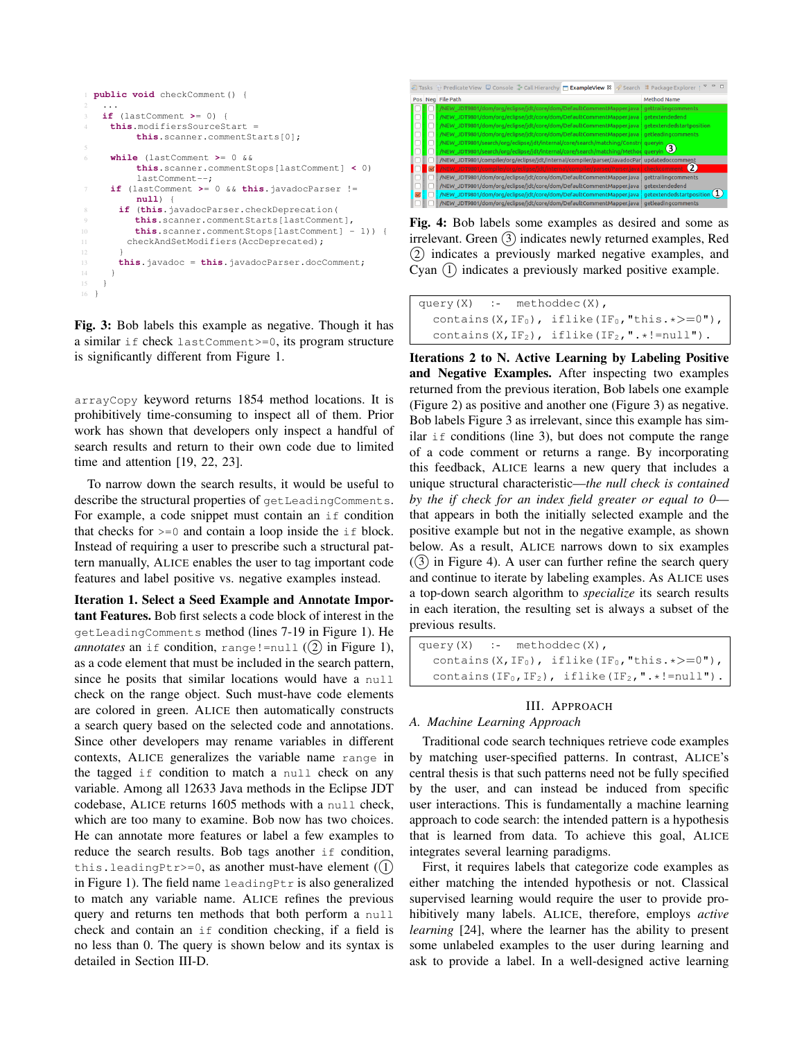```
1  public void checkComment() {
2    ...
3    if (lastComment >= 0) {
4      this.modifiersSourceStart =
          this.scanner.commentStarts[0];
5
6      while (lastComment >= 0 &&
          this.scanner.commentStops[lastComment] < 0)
          lastComment--;
7      if (lastComment >= 0 && this.javadocParser !=
          null) {
8        if (this.javadocParser.checkDeprecation(
9            this.scanner.commentStarts[lastComment],
10           this.scanner.commentStops[lastComment] - 1)) {
11         checkAndSetModifiers(AccDeprecated);
12       }
13       this.javadoc = this.javadocParser.docComment;
14     }
15   }
16 }
```

**Fig. 3:** Bob labels this example as negative. Though it has a similar `if` check `lastComment>=0`, its program structure is significantly different from Figure 1.

`arrayCopy` keyword returns 1854 method locations. It is prohibitively time-consuming to inspect all of them. Prior work has shown that developers only inspect a handful of search results and return to their own code due to limited time and attention [19, 22, 23].

To narrow down the search results, it would be useful to describe the structural properties of `getLeadingComments`. For example, a code snippet must contain an `if` condition that checks for `>=0` and contain a loop inside the `if` block. Instead of requiring a user to prescribe such a structural pattern manually, ALICE enables the user to tag important code features and label positive vs. negative examples instead.

**Iteration 1. Select a Seed Example and Annotate Important Features.** Bob first selects a code block of interest in the `getLeadingComments` method (lines 7-19 in Figure 1). He *annotates* an `if` condition, `range!=null` (② in Figure 1), as a code element that must be included in the search pattern, since he posits that similar locations would have a `null` check on the range object. Such must-have code elements are colored in green. ALICE then automatically constructs a search query based on the selected code and annotations. Since other developers may rename variables in different contexts, ALICE generalizes the variable name `range` in the tagged `if` condition to match a `null` check on any variable. Among all 12633 Java methods in the Eclipse JDT codebase, ALICE returns 1605 methods with a `null` check, which are too many to examine. Bob now has two choices. He can annotate more features or label a few examples to reduce the search results. Bob tags another `if` condition, `this.leadingPtr>=0`, as another must-have element (① in Figure 1). The field name `leadingPtr` is also generalized to match any variable name. ALICE refines the previous query and returns ten methods that both perform a `null` check and contain an `if` condition checking, if a field is no less than 0. The query is shown below and its syntax is detailed in Section III-D.

| Pos | Neg | File Path | Method Name |
|---|---|---|---|
| ☐ | ☐ | /NEW_JDT9801/dom/org/eclipse/jdt/core/dom/DefaultCommentMapper.java | gettrailingcomments |
| ☐ | ☐ | /NEW_JDT9801/dom/org/eclipse/jdt/core/dom/DefaultCommentMapper.java | getextendedend |
| ☐ | ☐ | /NEW_JDT9801/dom/org/eclipse/jdt/core/dom/DefaultCommentMapper.java | getextendedstartposition |
| ☐ | ☐ | /NEW_JDT9801/dom/org/eclipse/jdt/core/dom/DefaultCommentMapper.java | getleadingcomments |
| ☐ | ☐ | /NEW_JDT9801/search/org/eclipse/jdt/internal/core/search/matching/Constr | queryin |
| ☐ | ☐ | /NEW_JDT9801/search/org/eclipse/jdt/internal/core/search/matching/Method | queryin ③ |
| ☐ | ☐ | /NEW_JDT9801/compiler/org/eclipse/jdt/internal/compiler/parser/JavadocPar | updatedoccomment |
| ☐ | ☑ | /NEW_JDT9801/compiler/org/eclipse/jdt/internal/compiler/parser/Parser.java | checkcomment ② |
| ☐ | ☐ | /NEW_JDT9801/dom/org/eclipse/jdt/core/dom/DefaultCommentMapper.java | gettrailingcomments |
| ☐ | ☐ | /NEW_JDT9801/dom/org/eclipse/jdt/core/dom/DefaultCommentMapper.java | getextendedend |
| ☑ | ☐ | /NEW_JDT9801/dom/org/eclipse/jdt/core/dom/DefaultCommentMapper.java | getextendedstartposition ① |
| ☐ | ☐ | /NEW_JDT9801/dom/org/eclipse/jdt/core/dom/DefaultCommentMapper.java | getleadingcomments |

**Fig. 4:** Bob labels some examples as desired and some as irrelevant. Green ③ indicates newly returned examples, Red ② indicates a previously marked negative examples, and Cyan ① indicates a previously marked positive example.

```
query(X)  :-  methoddec(X),
   contains(X,IF0), iflike(IF0,"this.*>=0"),
   contains(X,IF2), iflike(IF2,".*!=null").
```

**Iterations 2 to N. Active Learning by Labeling Positive and Negative Examples.** After inspecting two examples returned from the previous iteration, Bob labels one example (Figure 2) as positive and another one (Figure 3) as negative. Bob labels Figure 3 as irrelevant, since this example has similar `if` conditions (line 3), but does not compute the range of a code comment or returns a range. By incorporating this feedback, ALICE learns a new query that includes a unique structural characteristic—*the null check is contained by the if check for an index field greater or equal to 0*—that appears in both the initially selected example and the positive example but not in the negative example, as shown below. As a result, ALICE narrows down to six examples (③ in Figure 4). A user can further refine the search query and continue to iterate by labeling examples. As ALICE uses a top-down search algorithm to *specialize* its search results in each iteration, the resulting set is always a subset of the previous results.

```
query(X)  :-  methoddec(X),
   contains(X,IF0), iflike(IF0,"this.*>=0"),
   contains(IF0,IF2), iflike(IF2,".*!=null").
```

## III. Approach

### A. Machine Learning Approach

Traditional code search techniques retrieve code examples by matching user-specified patterns. In contrast, ALICE's central thesis is that such patterns need not be fully specified by the user, and can instead be induced from specific user interactions. This is fundamentally a machine learning approach to code search: the intended pattern is a hypothesis that is learned from data. To achieve this goal, ALICE integrates several learning paradigms.

First, it requires labels that categorize code examples as either matching the intended hypothesis or not. Classical supervised learning would require the user to provide prohibitively many labels. ALICE, therefore, employs *active learning* [24], where the learner has the ability to present some unlabeled examples to the user during learning and ask to provide a label. In a well-designed active learning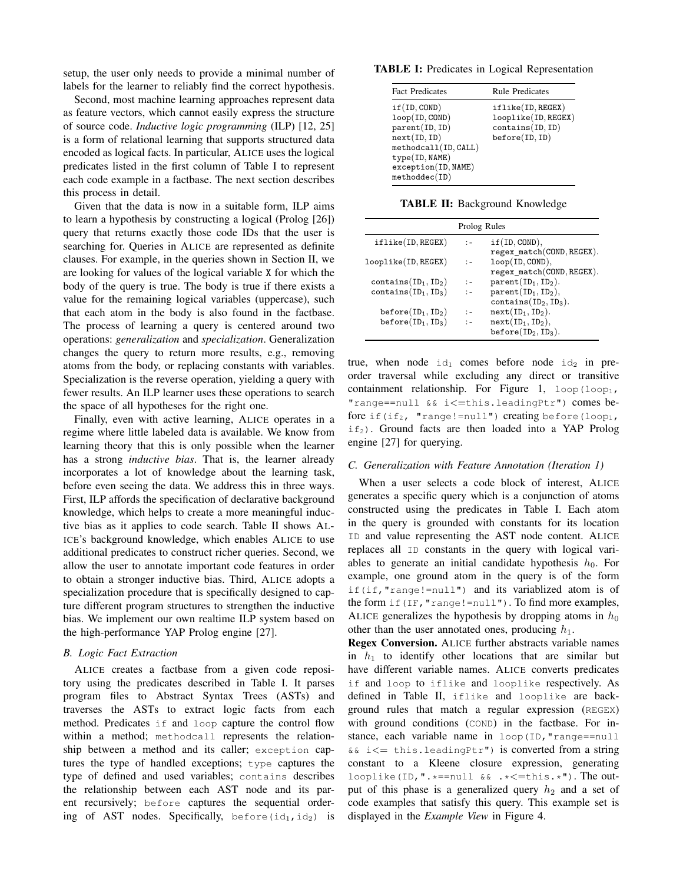setup, the user only needs to provide a minimal number of labels for the learner to reliably find the correct hypothesis.

Second, most machine learning approaches represent data as feature vectors, which cannot easily express the structure of source code. *Inductive logic programming* (ILP) [12, 25] is a form of relational learning that supports structured data encoded as logical facts. In particular, ALICE uses the logical predicates listed in the first column of Table I to represent each code example in a factbase. The next section describes this process in detail.

Given that the data is now in a suitable form, ILP aims to learn a hypothesis by constructing a logical (Prolog [26]) query that returns exactly those code IDs that the user is searching for. Queries in ALICE are represented as definite clauses. For example, in the queries shown in Section II, we are looking for values of the logical variable X for which the body of the query is true. The body is true if there exists a value for the remaining logical variables (uppercase), such that each atom in the body is also found in the factbase. The process of learning a query is centered around two operations: *generalization* and *specialization*. Generalization changes the query to return more results, e.g., removing atoms from the body, or replacing constants with variables. Specialization is the reverse operation, yielding a query with fewer results. An ILP learner uses these operations to search the space of all hypotheses for the right one.

Finally, even with active learning, ALICE operates in a regime where little labeled data is available. We know from learning theory that this is only possible when the learner has a strong *inductive bias*. That is, the learner already incorporates a lot of knowledge about the learning task, before even seeing the data. We address this in three ways. First, ILP affords the specification of declarative background knowledge, which helps to create a more meaningful inductive bias as it applies to code search. Table II shows ALICE's background knowledge, which enables ALICE to use additional predicates to construct richer queries. Second, we allow the user to annotate important code features in order to obtain a stronger inductive bias. Third, ALICE adopts a specialization procedure that is specifically designed to capture different program structures to strengthen the inductive bias. We implement our own realtime ILP system based on the high-performance YAP Prolog engine [27].

### *B. Logic Fact Extraction*

ALICE creates a factbase from a given code repository using the predicates described in Table I. It parses program files to Abstract Syntax Trees (ASTs) and traverses the ASTs to extract logic facts from each method. Predicates if and loop capture the control flow within a method; methodcall represents the relationship between a method and its caller; exception captures the type of handled exceptions; type captures the type of defined and used variables; contains describes the relationship between each AST node and its parent recursively; before captures the sequential ordering of AST nodes. Specifically, before($id_1$,$id_2$) is true, when node $id_1$ comes before node $id_2$ in preorder traversal while excluding any direct or transitive containment relationship. For Figure 1, loop($loop_1$, "range==null && i<=this.leadingPtr") comes before if($if_2$, "range!=null") creating before($loop_1$, $if_2$). Ground facts are then loaded into a YAP Prolog engine [27] for querying.

**TABLE I:** Predicates in Logical Representation

| Fact Predicates | Rule Predicates |
|---|---|
| if(ID, COND) | iflike(ID, REGEX) |
| loop(ID, COND) | looplike(ID, REGEX) |
| parent(ID, ID) | contains(ID, ID) |
| next(ID, ID) | before(ID, ID) |
| methodcall(ID, CALL) | |
| type(ID, NAME) | |
| exception(ID, NAME) | |
| methoddec(ID) | |

**TABLE II:** Background Knowledge

| Prolog Rules | | |
|---|---|---|
| iflike(ID, REGEX) | :- | if(ID, COND), regex_match(COND, REGEX). |
| looplike(ID, REGEX) | :- | loop(ID, COND), regex_match(COND, REGEX). |
| contains($ID_1$, $ID_2$) | :- | parent($ID_1$, $ID_2$). |
| contains($ID_1$, $ID_3$) | :- | parent($ID_1$, $ID_2$), contains($ID_2$, $ID_3$). |
| before($ID_1$, $ID_2$) | :- | next($ID_1$, $ID_2$). |
| before($ID_1$, $ID_3$) | :- | next($ID_1$, $ID_2$), before($ID_2$, $ID_3$). |

### *C. Generalization with Feature Annotation (Iteration 1)*

When a user selects a code block of interest, ALICE generates a specific query which is a conjunction of atoms constructed using the predicates in Table I. Each atom in the query is grounded with constants for its location ID and value representing the AST node content. ALICE replaces all ID constants in the query with logical variables to generate an initial candidate hypothesis $h_0$. For example, one ground atom in the query is of the form if(if,"range!=null") and its variablized atom is of the form if(IF,"range!=null"). To find more examples, ALICE generalizes the hypothesis by dropping atoms in $h_0$ other than the user annotated ones, producing $h_1$.

**Regex Conversion.** ALICE further abstracts variable names in $h_1$ to identify other locations that are similar but have different variable names. ALICE converts predicates if and loop to iflike and looplike respectively. As defined in Table II, iflike and looplike are background rules that match a regular expression (REGEX) with ground conditions (COND) in the factbase. For instance, each variable name in loop(ID,"range==null && i<= this.leadingPtr") is converted from a string constant to a Kleene closure expression, generating looplike(ID,".*==null && .*<=this.*"). The output of this phase is a generalized query $h_2$ and a set of code examples that satisfy this query. This example set is displayed in the *Example View* in Figure 4.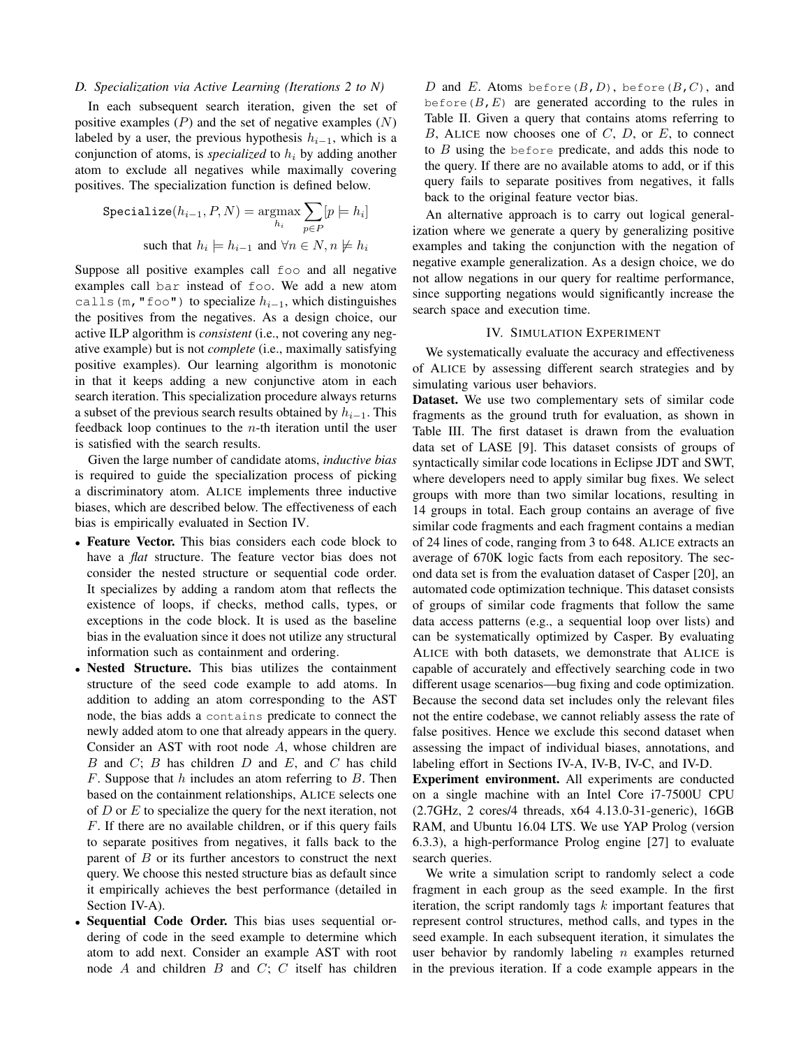### D. Specialization via Active Learning (Iterations 2 to N)

In each subsequent search iteration, given the set of positive examples ($P$) and the set of negative examples ($N$) labeled by a user, the previous hypothesis $h_{i-1}$, which is a conjunction of atoms, is *specialized* to $h_i$ by adding another atom to exclude all negatives while maximally covering positives. The specialization function is defined below.

$$\texttt{Specialize}(h_{i-1}, P, N) = \underset{h_i}{\operatorname{argmax}} \sum_{p \in P} [p \models h_i]$$
$$\text{such that } h_i \models h_{i-1} \text{ and } \forall n \in N, n \not\models h_i$$

Suppose all positive examples call `foo` and all negative examples call `bar` instead of `foo`. We add a new atom `calls(m,"foo")` to specialize $h_{i-1}$, which distinguishes the positives from the negatives. As a design choice, our active ILP algorithm is *consistent* (i.e., not covering any negative example) but is not *complete* (i.e., maximally satisfying positive examples). Our learning algorithm is monotonic in that it keeps adding a new conjunctive atom in each search iteration. This specialization procedure always returns a subset of the previous search results obtained by $h_{i-1}$. This feedback loop continues to the $n$-th iteration until the user is satisfied with the search results.

Given the large number of candidate atoms, *inductive bias* is required to guide the specialization process of picking a discriminatory atom. ALICE implements three inductive biases, which are described below. The effectiveness of each bias is empirically evaluated in Section IV.

- **Feature Vector.** This bias considers each code block to have a *flat* structure. The feature vector bias does not consider the nested structure or sequential code order. It specializes by adding a random atom that reflects the existence of loops, if checks, method calls, types, or exceptions in the code block. It is used as the baseline bias in the evaluation since it does not utilize any structural information such as containment and ordering.
- **Nested Structure.** This bias utilizes the containment structure of the seed code example to add atoms. In addition to adding an atom corresponding to the AST node, the bias adds a `contains` predicate to connect the newly added atom to one that already appears in the query. Consider an AST with root node $A$, whose children are $B$ and $C$; $B$ has children $D$ and $E$, and $C$ has child $F$. Suppose that $h$ includes an atom referring to $B$. Then based on the containment relationships, ALICE selects one of $D$ or $E$ to specialize the query for the next iteration, not $F$. If there are no available children, or if this query fails to separate positives from negatives, it falls back to the parent of $B$ or its further ancestors to construct the next query. We choose this nested structure bias as default since it empirically achieves the best performance (detailed in Section IV-A).
- **Sequential Code Order.** This bias uses sequential ordering of code in the seed example to determine which atom to add next. Consider an example AST with root node $A$ and children $B$ and $C$; $C$ itself has children $D$ and $E$. Atoms `before(B,D)`, `before(B,C)`, and `before(B,E)` are generated according to the rules in Table II. Given a query that contains atoms referring to $B$, ALICE now chooses one of $C$, $D$, or $E$, to connect to $B$ using the `before` predicate, and adds this node to the query. If there are no available atoms to add, or if this query fails to separate positives from negatives, it falls back to the original feature vector bias.

An alternative approach is to carry out logical generalization where we generate a query by generalizing positive examples and taking the conjunction with the negation of negative example generalization. As a design choice, we do not allow negations in our query for realtime performance, since supporting negations would significantly increase the search space and execution time.

## IV. SIMULATION EXPERIMENT

We systematically evaluate the accuracy and effectiveness of ALICE by assessing different search strategies and by simulating various user behaviors.

**Dataset.** We use two complementary sets of similar code fragments as the ground truth for evaluation, as shown in Table III. The first dataset is drawn from the evaluation data set of LASE [9]. This dataset consists of groups of syntactically similar code locations in Eclipse JDT and SWT, where developers need to apply similar bug fixes. We select groups with more than two similar locations, resulting in 14 groups in total. Each group contains an average of five similar code fragments and each fragment contains a median of 24 lines of code, ranging from 3 to 648. ALICE extracts an average of 670K logic facts from each repository. The second data set is from the evaluation dataset of Casper [20], an automated code optimization technique. This dataset consists of groups of similar code fragments that follow the same data access patterns (e.g., a sequential loop over lists) and can be systematically optimized by Casper. By evaluating ALICE with both datasets, we demonstrate that ALICE is capable of accurately and effectively searching code in two different usage scenarios—bug fixing and code optimization. Because the second data set includes only the relevant files not the entire codebase, we cannot reliably assess the rate of false positives. Hence we exclude this second dataset when assessing the impact of individual biases, annotations, and labeling effort in Sections IV-A, IV-B, IV-C, and IV-D.

**Experiment environment.** All experiments are conducted on a single machine with an Intel Core i7-7500U CPU (2.7GHz, 2 cores/4 threads, x64 4.13.0-31-generic), 16GB RAM, and Ubuntu 16.04 LTS. We use YAP Prolog (version 6.3.3), a high-performance Prolog engine [27] to evaluate search queries.

We write a simulation script to randomly select a code fragment in each group as the seed example. In the first iteration, the script randomly tags $k$ important features that represent control structures, method calls, and types in the seed example. In each subsequent iteration, it simulates the user behavior by randomly labeling $n$ examples returned in the previous iteration. If a code example appears in the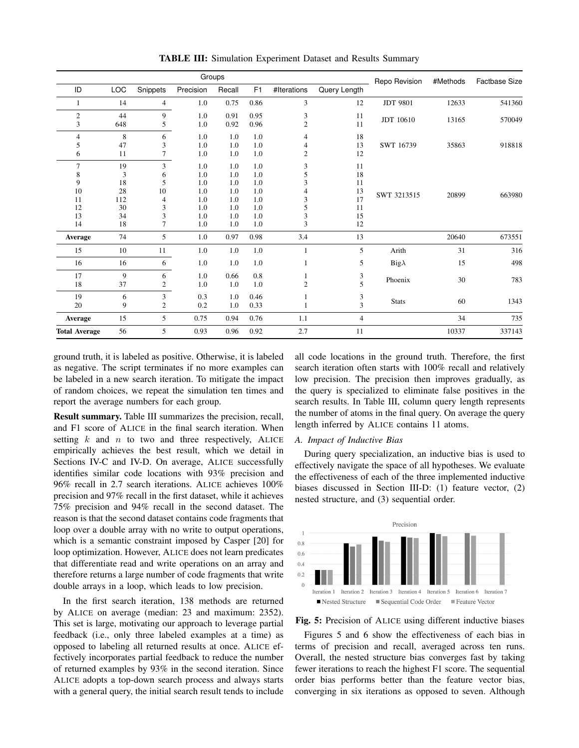**TABLE III:** Simulation Experiment Dataset and Results Summary

| Groups | | | | | | | | Repo Revision | #Methods | Factbase Size |
|---|---|---|---|---|---|---|---|---|---|---|
| ID | LOC | Snippets | Precision | Recall | F1 | #Iterations | Query Length | | | |
| 1 | 14 | 4 | 1.0 | 0.75 | 0.86 | 3 | 12 | JDT 9801 | 12633 | 541360 |
| 2 | 44 | 9 | 1.0 | 0.91 | 0.95 | 3 | 11 | JDT 10610 | 13165 | 570049 |
| 3 | 648 | 5 | 1.0 | 0.92 | 0.96 | 2 | 11 | | | |
| 4 | 8 | 6 | 1.0 | 1.0 | 1.0 | 4 | 18 | SWT 16739 | 35863 | 918818 |
| 5 | 47 | 3 | 1.0 | 1.0 | 1.0 | 4 | 13 | | | |
| 6 | 11 | 7 | 1.0 | 1.0 | 1.0 | 2 | 12 | | | |
| 7 | 19 | 3 | 1.0 | 1.0 | 1.0 | 3 | 11 | SWT 3213515 | 20899 | 663980 |
| 8 | 3 | 6 | 1.0 | 1.0 | 1.0 | 5 | 18 | | | |
| 9 | 18 | 5 | 1.0 | 1.0 | 1.0 | 3 | 11 | | | |
| 10 | 28 | 10 | 1.0 | 1.0 | 1.0 | 4 | 13 | | | |
| 11 | 112 | 4 | 1.0 | 1.0 | 1.0 | 3 | 17 | | | |
| 12 | 30 | 3 | 1.0 | 1.0 | 1.0 | 5 | 11 | | | |
| 13 | 34 | 3 | 1.0 | 1.0 | 1.0 | 3 | 15 | | | |
| 14 | 18 | 7 | 1.0 | 1.0 | 1.0 | 3 | 12 | | | |
| **Average** | 74 | 5 | 1.0 | 0.97 | 0.98 | 3.4 | 13 | | 20640 | 673551 |
| 15 | 10 | 11 | 1.0 | 1.0 | 1.0 | 1 | 5 | Arith | 31 | 316 |
| 16 | 16 | 6 | 1.0 | 1.0 | 1.0 | 1 | 5 | Big$\lambda$ | 15 | 498 |
| 17 | 9 | 6 | 1.0 | 0.66 | 0.8 | 1 | 3 | Phoenix | 30 | 783 |
| 18 | 37 | 2 | 1.0 | 1.0 | 1.0 | 2 | 5 | | | |
| 19 | 6 | 3 | 0.3 | 1.0 | 0.46 | 1 | 3 | Stats | 60 | 1343 |
| 20 | 9 | 2 | 0.2 | 1.0 | 0.33 | 1 | 3 | | | |
| **Average** | 15 | 5 | 0.75 | 0.94 | 0.76 | 1.1 | 4 | | 34 | 735 |
| **Total Average** | 56 | 5 | 0.93 | 0.96 | 0.92 | 2.7 | 11 | | 10337 | 337143 |

ground truth, it is labeled as positive. Otherwise, it is labeled as negative. The script terminates if no more examples can be labeled in a new search iteration. To mitigate the impact of random choices, we repeat the simulation ten times and report the average numbers for each group.

**Result summary.** Table III summarizes the precision, recall, and F1 score of ALICE in the final search iteration. When setting $k$ and $n$ to two and three respectively, ALICE empirically achieves the best result, which we detail in Sections IV-C and IV-D. On average, ALICE successfully identifies similar code locations with 93% precision and 96% recall in 2.7 search iterations. ALICE achieves 100% precision and 97% recall in the first dataset, while it achieves 75% precision and 94% recall in the second dataset. The reason is that the second dataset contains code fragments that loop over a double array with no write to output operations, which is a semantic constraint imposed by Casper [20] for loop optimization. However, ALICE does not learn predicates that differentiate read and write operations on an array and therefore returns a large number of code fragments that write double arrays in a loop, which leads to low precision.

In the first search iteration, 138 methods are returned by ALICE on average (median: 23 and maximum: 2352). This set is large, motivating our approach to leverage partial feedback (i.e., only three labeled examples at a time) as opposed to labeling all returned results at once. ALICE effectively incorporates partial feedback to reduce the number of returned examples by 93% in the second iteration. Since ALICE adopts a top-down search process and always starts with a general query, the initial search result tends to include all code locations in the ground truth. Therefore, the first search iteration often starts with 100% recall and relatively low precision. The precision then improves gradually, as the query is specialized to eliminate false positives in the search results. In Table III, column query length represents the number of atoms in the final query. On average the query length inferred by ALICE contains 11 atoms.

### A. Impact of Inductive Bias

During query specialization, an inductive bias is used to effectively navigate the space of all hypotheses. We evaluate the effectiveness of each of the three implemented inductive biases discussed in Section III-D: (1) feature vector, (2) nested structure, and (3) sequential order.

**Fig. 5:** Precision of ALICE using different inductive biases

Figures 5 and 6 show the effectiveness of each bias in terms of precision and recall, averaged across ten runs. Overall, the nested structure bias converges fast by taking fewer iterations to reach the highest F1 score. The sequential order bias performs better than the feature vector bias, converging in six iterations as opposed to seven. Although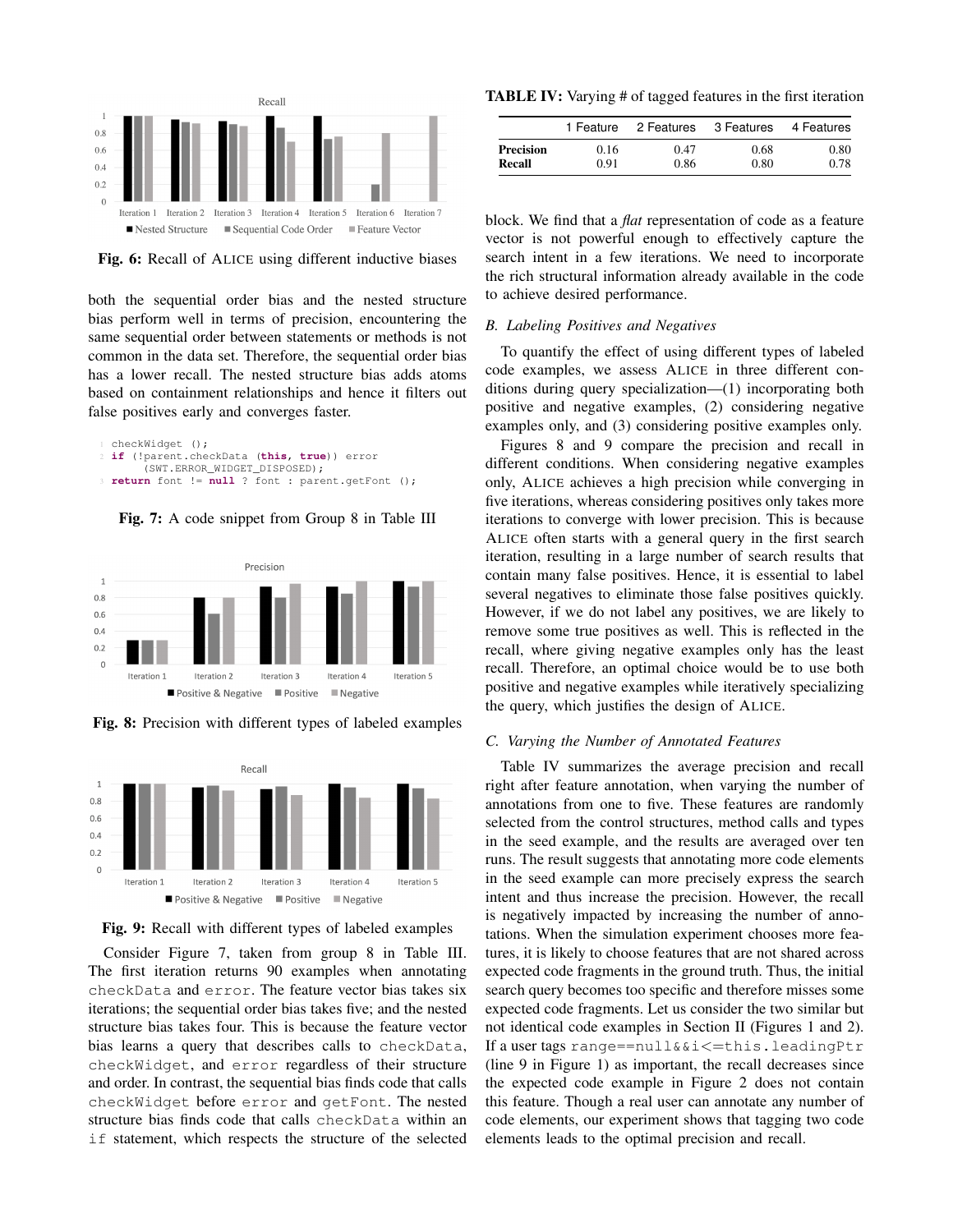Fig. 6: Recall of ALICE using different inductive biases

both the sequential order bias and the nested structure bias perform well in terms of precision, encountering the same sequential order between statements or methods is not common in the data set. Therefore, the sequential order bias has a lower recall. The nested structure bias adds atoms based on containment relationships and hence it filters out false positives early and converges faster.

```
checkWidget ();
if (!parent.checkData (this, true)) error
    (SWT.ERROR_WIDGET_DISPOSED);
return font != null ? font : parent.getFont ();
```

Fig. 7: A code snippet from Group 8 in Table III

Fig. 8: Precision with different types of labeled examples

Fig. 9: Recall with different types of labeled examples

Consider Figure 7, taken from group 8 in Table III. The first iteration returns 90 examples when annotating `checkData` and `error`. The feature vector bias takes six iterations; the sequential order bias takes five; and the nested structure bias takes four. This is because the feature vector bias learns a query that describes calls to `checkData`, `checkWidget`, and `error` regardless of their structure and order. In contrast, the sequential bias finds code that calls `checkWidget` before `error` and `getFont`. The nested structure bias finds code that calls `checkData` within an `if` statement, which respects the structure of the selected block. We find that a *flat* representation of code as a feature vector is not powerful enough to effectively capture the search intent in a few iterations. We need to incorporate the rich structural information already available in the code to achieve desired performance.

### B. Labeling Positives and Negatives

To quantify the effect of using different types of labeled code examples, we assess ALICE in three different conditions during query specialization—(1) incorporating both positive and negative examples, (2) considering negative examples only, and (3) considering positive examples only.

Figures 8 and 9 compare the precision and recall in different conditions. When considering negative examples only, ALICE achieves a high precision while converging in five iterations, whereas considering positives only takes more iterations to converge with lower precision. This is because ALICE often starts with a general query in the first search iteration, resulting in a large number of search results that contain many false positives. Hence, it is essential to label several negatives to eliminate those false positives quickly. However, if we do not label any positives, we are likely to remove some true positives as well. This is reflected in the recall, where giving negative examples only has the least recall. Therefore, an optimal choice would be to use both positive and negative examples while iteratively specializing the query, which justifies the design of ALICE.

### C. Varying the Number of Annotated Features

**TABLE IV:** Varying # of tagged features in the first iteration

| | 1 Feature | 2 Features | 3 Features | 4 Features |
|---|---|---|---|---|
| **Precision** | 0.16 | 0.47 | 0.68 | 0.80 |
| **Recall** | 0.91 | 0.86 | 0.80 | 0.78 |

Table IV summarizes the average precision and recall right after feature annotation, when varying the number of annotations from one to five. These features are randomly selected from the control structures, method calls and types in the seed example, and the results are averaged over ten runs. The result suggests that annotating more code elements in the seed example can more precisely express the search intent and thus increase the precision. However, the recall is negatively impacted by increasing the number of annotations. When the simulation experiment chooses more features, it is likely to choose features that are not shared across expected code fragments in the ground truth. Thus, the initial search query becomes too specific and therefore misses some expected code fragments. Let us consider the two similar but not identical code examples in Section II (Figures 1 and 2). If a user tags `range==null&&i<=this.leadingPtr` (line 9 in Figure 1) as important, the recall decreases since the expected code example in Figure 2 does not contain this feature. Though a real user can annotate any number of code elements, our experiment shows that tagging two code elements leads to the optimal precision and recall.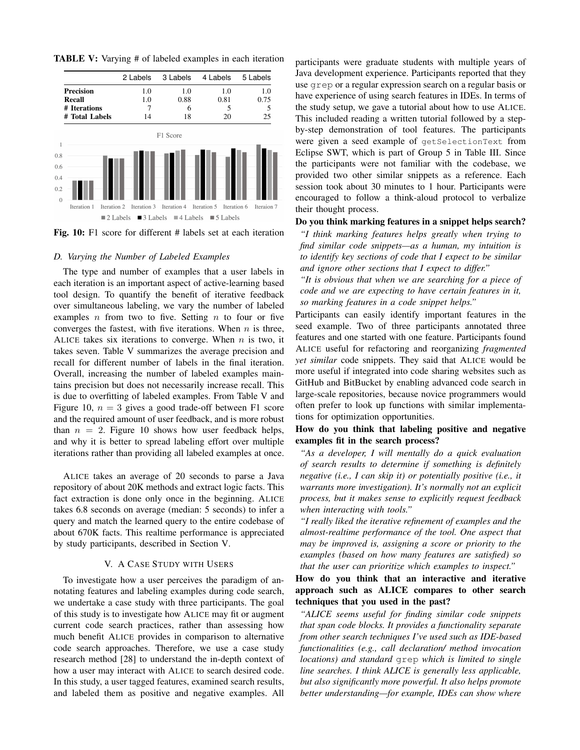**TABLE V:** Varying # of labeled examples in each iteration

| | 2 Labels | 3 Labels | 4 Labels | 5 Labels |
|---|---|---|---|---|
| **Precision** | 1.0 | 1.0 | 1.0 | 1.0 |
| **Recall** | 1.0 | 0.88 | 0.81 | 0.75 |
| **# Iterations** | 7 | 6 | 5 | 5 |
| **# Total Labels** | 14 | 18 | 20 | 25 |

**Fig. 10:** F1 score for different # labels set at each iteration

### D. Varying the Number of Labeled Examples

The type and number of examples that a user labels in each iteration is an important aspect of active-learning based tool design. To quantify the benefit of iterative feedback over simultaneous labeling, we vary the number of labeled examples $n$ from two to five. Setting $n$ to four or five converges the fastest, with five iterations. When $n$ is three, ALICE takes six iterations to converge. When $n$ is two, it takes seven. Table V summarizes the average precision and recall for different number of labels in the final iteration. Overall, increasing the number of labeled examples maintains precision but does not necessarily increase recall. This is due to overfitting of labeled examples. From Table V and Figure 10, $n = 3$ gives a good trade-off between F1 score and the required amount of user feedback, and is more robust than $n = 2$. Figure 10 shows how user feedback helps, and why it is better to spread labeling effort over multiple iterations rather than providing all labeled examples at once.

ALICE takes an average of 20 seconds to parse a Java repository of about 20K methods and extract logic facts. This fact extraction is done only once in the beginning. ALICE takes 6.8 seconds on average (median: 5 seconds) to infer a query and match the learned query to the entire codebase of about 670K facts. This realtime performance is appreciated by study participants, described in Section V.

## V. A Case Study with Users

To investigate how a user perceives the paradigm of annotating features and labeling examples during code search, we undertake a case study with three participants. The goal of this study is to investigate how ALICE may fit or augment current code search practices, rather than assessing how much benefit ALICE provides in comparison to alternative code search approaches. Therefore, we use a case study research method [28] to understand the in-depth context of how a user may interact with ALICE to search desired code. In this study, a user tagged features, examined search results, and labeled them as positive and negative examples. All participants were graduate students with multiple years of Java development experience. Participants reported that they use `grep` or a regular expression search on a regular basis or have experience of using search features in IDEs. In terms of the study setup, we gave a tutorial about how to use ALICE. This included reading a written tutorial followed by a step-by-step demonstration of tool features. The participants were given a seed example of `getSelectionText` from Eclipse SWT, which is part of Group 5 in Table III. Since the participants were not familiar with the codebase, we provided two other similar snippets as a reference. Each session took about 30 minutes to 1 hour. Participants were encouraged to follow a think-aloud protocol to verbalize their thought process.

**Do you think marking features in a snippet helps search?**

*"I think marking features helps greatly when trying to find similar code snippets—as a human, my intuition is to identify key sections of code that I expect to be similar and ignore other sections that I expect to differ."*

*"It is obvious that when we are searching for a piece of code and we are expecting to have certain features in it, so marking features in a code snippet helps."*

Participants can easily identify important features in the seed example. Two of three participants annotated three features and one started with one feature. Participants found ALICE useful for refactoring and reorganizing *fragmented yet similar* code snippets. They said that ALICE would be more useful if integrated into code sharing websites such as GitHub and BitBucket by enabling advanced code search in large-scale repositories, because novice programmers would often prefer to look up functions with similar implementations for optimization opportunities.

**How do you think that labeling positive and negative examples fit in the search process?**

*"As a developer, I will mentally do a quick evaluation of search results to determine if something is definitely negative (i.e., I can skip it) or potentially positive (i.e., it warrants more investigation). It's normally not an explicit process, but it makes sense to explicitly request feedback when interacting with tools."*

*"I really liked the iterative refinement of examples and the almost-realtime performance of the tool. One aspect that may be improved is, assigning a score or priority to the examples (based on how many features are satisfied) so that the user can prioritize which examples to inspect."*

**How do you think that an interactive and iterative approach such as ALICE compares to other search techniques that you used in the past?**

*"ALICE seems useful for finding similar code snippets that span code blocks. It provides a functionality separate from other search techniques I've used such as IDE-based functionalities (e.g., call declaration/ method invocation locations) and standard* `grep` *which is limited to single line searches. I think ALICE is generally less applicable, but also significantly more powerful. It also helps promote better understanding—for example, IDEs can show where*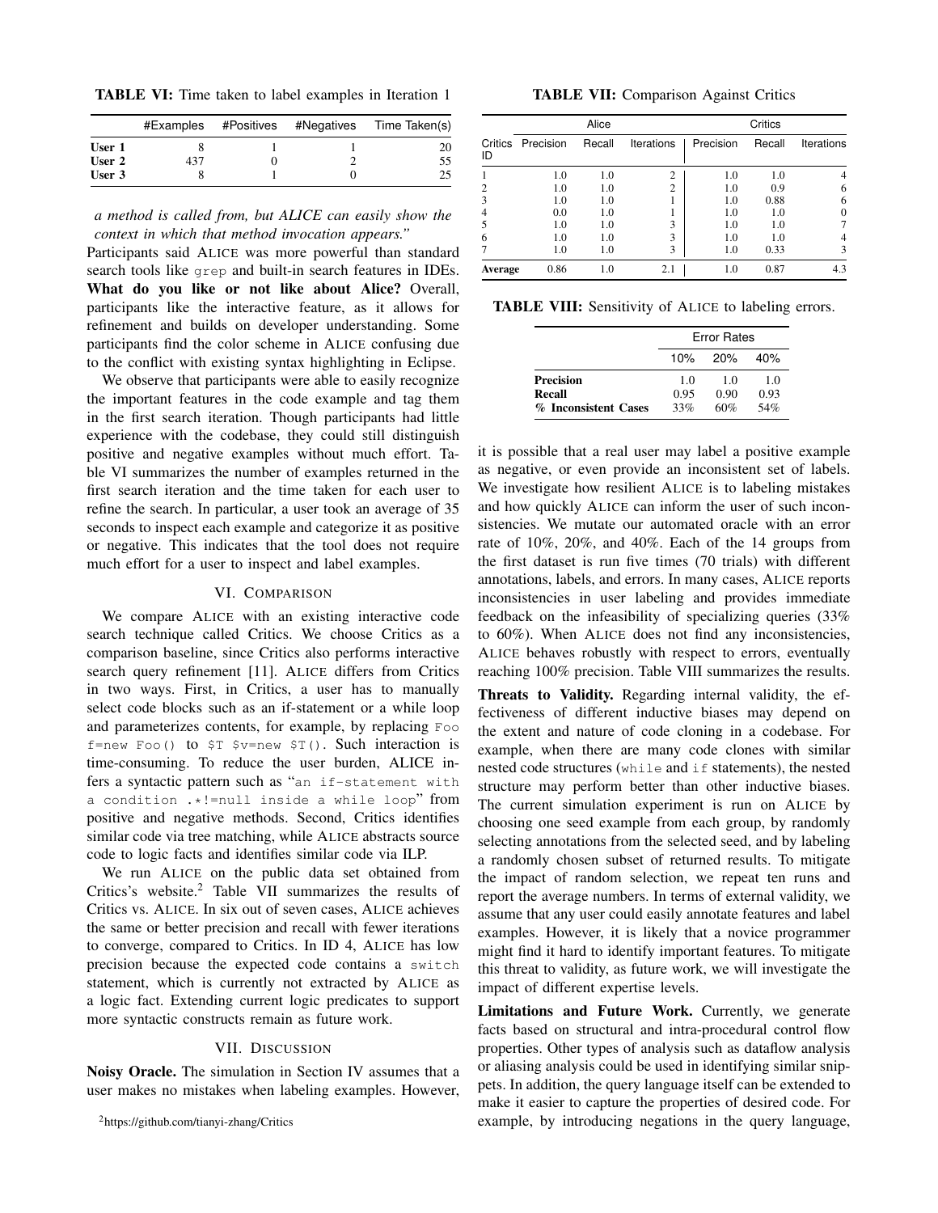**TABLE VI:** Time taken to label examples in Iteration 1

| | #Examples | #Positives | #Negatives | Time Taken(s) |
|---|---|---|---|---|
| **User 1** | 8 | 1 | 1 | 20 |
| **User 2** | 437 | 0 | 2 | 55 |
| **User 3** | 8 | 1 | 0 | 25 |

*a method is called from, but ALICE can easily show the context in which that method invocation appears."*

Participants said ALICE was more powerful than standard search tools like `grep` and built-in search features in IDEs. **What do you like or not like about Alice?** Overall, participants like the interactive feature, as it allows for refinement and builds on developer understanding. Some participants find the color scheme in ALICE confusing due to the conflict with existing syntax highlighting in Eclipse.

We observe that participants were able to easily recognize the important features in the code example and tag them in the first search iteration. Though participants had little experience with the codebase, they could still distinguish positive and negative examples without much effort. Table VI summarizes the number of examples returned in the first search iteration and the time taken for each user to refine the search. In particular, a user took an average of 35 seconds to inspect each example and categorize it as positive or negative. This indicates that the tool does not require much effort for a user to inspect and label examples.

## VI. COMPARISON

We compare ALICE with an existing interactive code search technique called Critics. We choose Critics as a comparison baseline, since Critics also performs interactive search query refinement [11]. ALICE differs from Critics in two ways. First, in Critics, a user has to manually select code blocks such as an if-statement or a while loop and parameterizes contents, for example, by replacing `Foo f=new Foo()` to `$T $v=new $T()`. Such interaction is time-consuming. To reduce the user burden, ALICE infers a syntactic pattern such as "`an if-statement with a condition .*!=null inside a while loop`" from positive and negative methods. Second, Critics identifies similar code via tree matching, while ALICE abstracts source code to logic facts and identifies similar code via ILP.

We run ALICE on the public data set obtained from Critics's website.[2] Table VII summarizes the results of Critics vs. ALICE. In six out of seven cases, ALICE achieves the same or better precision and recall with fewer iterations to converge, compared to Critics. In ID 4, ALICE has low precision because the expected code contains a `switch` statement, which is currently not extracted by ALICE as a logic fact. Extending current logic predicates to support more syntactic constructs remain as future work.

## VII. DISCUSSION

**Noisy Oracle.** The simulation in Section IV assumes that a user makes no mistakes when labeling examples. However, it is possible that a real user may label a positive example as negative, or even provide an inconsistent set of labels. We investigate how resilient ALICE is to labeling mistakes and how quickly ALICE can inform the user of such inconsistencies. We mutate our automated oracle with an error rate of 10%, 20%, and 40%. Each of the 14 groups from the first dataset is run five times (70 trials) with different annotations, labels, and errors. In many cases, ALICE reports inconsistencies in user labeling and provides immediate feedback on the infeasibility of specializing queries (33% to 60%). When ALICE does not find any inconsistencies, ALICE behaves robustly with respect to errors, eventually reaching 100% precision. Table VIII summarizes the results.

[2]https://github.com/tianyi-zhang/Critics

**TABLE VII:** Comparison Against Critics

| | Alice | | | Critics | | |
|---|---|---|---|---|---|---|
| Critics ID | Precision | Recall | Iterations | Precision | Recall | Iterations |
| 1 | 1.0 | 1.0 | 2 | 1.0 | 1.0 | 4 |
| 2 | 1.0 | 1.0 | 2 | 1.0 | 0.9 | 6 |
| 3 | 1.0 | 1.0 | 1 | 1.0 | 0.88 | 6 |
| 4 | 0.0 | 1.0 | 1 | 1.0 | 1.0 | 0 |
| 5 | 1.0 | 1.0 | 3 | 1.0 | 1.0 | 7 |
| 6 | 1.0 | 1.0 | 3 | 1.0 | 1.0 | 4 |
| 7 | 1.0 | 1.0 | 3 | 1.0 | 0.33 | 3 |
| **Average** | 0.86 | 1.0 | 2.1 | 1.0 | 0.87 | 4.3 |

**TABLE VIII:** Sensitivity of ALICE to labeling errors.

| | Error Rates | | |
|---|---|---|---|
| | 10% | 20% | 40% |
| **Precision** | 1.0 | 1.0 | 1.0 |
| **Recall** | 0.95 | 0.90 | 0.93 |
| **% Inconsistent Cases** | 33% | 60% | 54% |

**Threats to Validity.** Regarding internal validity, the effectiveness of different inductive biases may depend on the extent and nature of code cloning in a codebase. For example, when there are many code clones with similar nested code structures (`while` and `if` statements), the nested structure may perform better than other inductive biases. The current simulation experiment is run on ALICE by choosing one seed example from each group, by randomly selecting annotations from the selected seed, and by labeling a randomly chosen subset of returned results. To mitigate the impact of random selection, we repeat ten runs and report the average numbers. In terms of external validity, we assume that any user could easily annotate features and label examples. However, it is likely that a novice programmer might find it hard to identify important features. To mitigate this threat to validity, as future work, we will investigate the impact of different expertise levels.

**Limitations and Future Work.** Currently, we generate facts based on structural and intra-procedural control flow properties. Other types of analysis such as dataflow analysis or aliasing analysis could be used in identifying similar snippets. In addition, the query language itself can be extended to make it easier to capture the properties of desired code. For example, by introducing negations in the query language,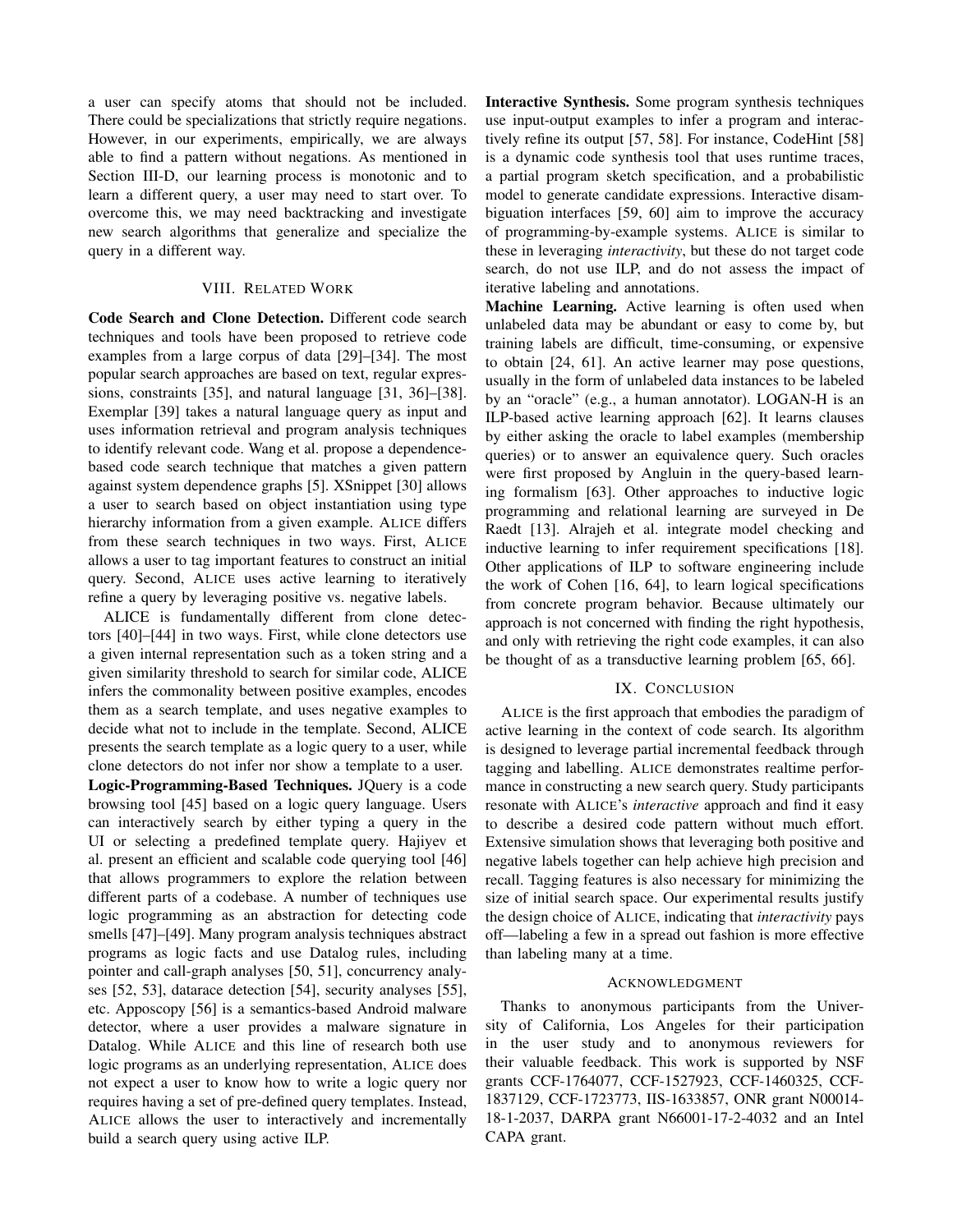a user can specify atoms that should not be included. There could be specializations that strictly require negations. However, in our experiments, empirically, we are always able to find a pattern without negations. As mentioned in Section III-D, our learning process is monotonic and to learn a different query, a user may need to start over. To overcome this, we may need backtracking and investigate new search algorithms that generalize and specialize the query in a different way.

## VIII. Related Work

**Code Search and Clone Detection.** Different code search techniques and tools have been proposed to retrieve code examples from a large corpus of data [29]–[34]. The most popular search approaches are based on text, regular expressions, constraints [35], and natural language [31, 36]–[38]. Exemplar [39] takes a natural language query as input and uses information retrieval and program analysis techniques to identify relevant code. Wang et al. propose a dependence-based code search technique that matches a given pattern against system dependence graphs [5]. XSnippet [30] allows a user to search based on object instantiation using type hierarchy information from a given example. ALICE differs from these search techniques in two ways. First, ALICE allows a user to tag important features to construct an initial query. Second, ALICE uses active learning to iteratively refine a query by leveraging positive vs. negative labels.

ALICE is fundamentally different from clone detectors [40]–[44] in two ways. First, while clone detectors use a given internal representation such as a token string and a given similarity threshold to search for similar code, ALICE infers the commonality between positive examples, encodes them as a search template, and uses negative examples to decide what not to include in the template. Second, ALICE presents the search template as a logic query to a user, while clone detectors do not infer nor show a template to a user.

**Logic-Programming-Based Techniques.** JQuery is a code browsing tool [45] based on a logic query language. Users can interactively search by either typing a query in the UI or selecting a predefined template query. Hajiyev et al. present an efficient and scalable code querying tool [46] that allows programmers to explore the relation between different parts of a codebase. A number of techniques use logic programming as an abstraction for detecting code smells [47]–[49]. Many program analysis techniques abstract programs as logic facts and use Datalog rules, including pointer and call-graph analyses [50, 51], concurrency analyses [52, 53], datarace detection [54], security analyses [55], etc. Apposcopy [56] is a semantics-based Android malware detector, where a user provides a malware signature in Datalog. While ALICE and this line of research both use logic programs as an underlying representation, ALICE does not expect a user to know how to write a logic query nor requires having a set of pre-defined query templates. Instead, ALICE allows the user to interactively and incrementally build a search query using active ILP.

**Interactive Synthesis.** Some program synthesis techniques use input-output examples to infer a program and interactively refine its output [57, 58]. For instance, CodeHint [58] is a dynamic code synthesis tool that uses runtime traces, a partial program sketch specification, and a probabilistic model to generate candidate expressions. Interactive disambiguation interfaces [59, 60] aim to improve the accuracy of programming-by-example systems. ALICE is similar to these in leveraging *interactivity*, but these do not target code search, do not use ILP, and do not assess the impact of iterative labeling and annotations.

**Machine Learning.** Active learning is often used when unlabeled data may be abundant or easy to come by, but training labels are difficult, time-consuming, or expensive to obtain [24, 61]. An active learner may pose questions, usually in the form of unlabeled data instances to be labeled by an "oracle" (e.g., a human annotator). LOGAN-H is an ILP-based active learning approach [62]. It learns clauses by either asking the oracle to label examples (membership queries) or to answer an equivalence query. Such oracles were first proposed by Angluin in the query-based learning formalism [63]. Other approaches to inductive logic programming and relational learning are surveyed in De Raedt [13]. Alrajeh et al. integrate model checking and inductive learning to infer requirement specifications [18]. Other applications of ILP to software engineering include the work of Cohen [16, 64], to learn logical specifications from concrete program behavior. Because ultimately our approach is not concerned with finding the right hypothesis, and only with retrieving the right code examples, it can also be thought of as a transductive learning problem [65, 66].

## IX. Conclusion

ALICE is the first approach that embodies the paradigm of active learning in the context of code search. Its algorithm is designed to leverage partial incremental feedback through tagging and labelling. ALICE demonstrates realtime performance in constructing a new search query. Study participants resonate with ALICE's *interactive* approach and find it easy to describe a desired code pattern without much effort. Extensive simulation shows that leveraging both positive and negative labels together can help achieve high precision and recall. Tagging features is also necessary for minimizing the size of initial search space. Our experimental results justify the design choice of ALICE, indicating that *interactivity* pays off—labeling a few in a spread out fashion is more effective than labeling many at a time.

## Acknowledgment

Thanks to anonymous participants from the University of California, Los Angeles for their participation in the user study and to anonymous reviewers for their valuable feedback. This work is supported by NSF grants CCF-1764077, CCF-1527923, CCF-1460325, CCF-1837129, CCF-1723773, IIS-1633857, ONR grant N00014-18-1-2037, DARPA grant N66001-17-2-4032 and an Intel CAPA grant.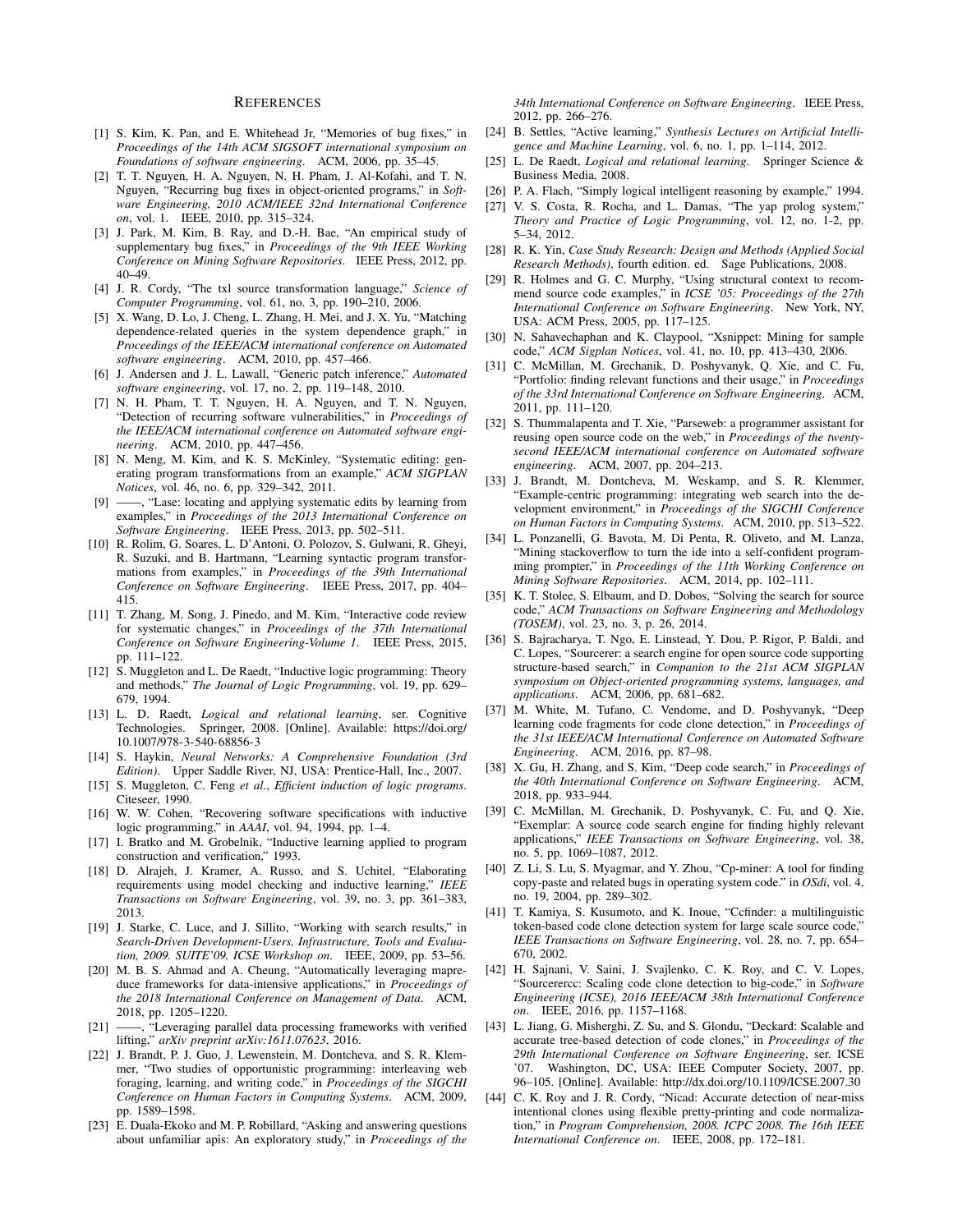## References

[1] S. Kim, K. Pan, and E. Whitehead Jr, "Memories of bug fixes," in *Proceedings of the 14th ACM SIGSOFT international symposium on Foundations of software engineering*. ACM, 2006, pp. 35–45.

[2] T. T. Nguyen, H. A. Nguyen, N. H. Pham, J. Al-Kofahi, and T. N. Nguyen, "Recurring bug fixes in object-oriented programs," in *Software Engineering, 2010 ACM/IEEE 32nd International Conference on*, vol. 1. IEEE, 2010, pp. 315–324.

[3] J. Park, M. Kim, B. Ray, and D.-H. Bae, "An empirical study of supplementary bug fixes," in *Proceedings of the 9th IEEE Working Conference on Mining Software Repositories*. IEEE Press, 2012, pp. 40–49.

[4] J. R. Cordy, "The txl source transformation language," *Science of Computer Programming*, vol. 61, no. 3, pp. 190–210, 2006.

[5] X. Wang, D. Lo, J. Cheng, L. Zhang, H. Mei, and J. X. Yu, "Matching dependence-related queries in the system dependence graph," in *Proceedings of the IEEE/ACM international conference on Automated software engineering*. ACM, 2010, pp. 457–466.

[6] J. Andersen and J. L. Lawall, "Generic patch inference," *Automated software engineering*, vol. 17, no. 2, pp. 119–148, 2010.

[7] N. H. Pham, T. T. Nguyen, H. A. Nguyen, and T. N. Nguyen, "Detection of recurring software vulnerabilities," in *Proceedings of the IEEE/ACM international conference on Automated software engineering*. ACM, 2010, pp. 447–456.

[8] N. Meng, M. Kim, and K. S. McKinley, "Systematic editing: generating program transformations from an example," *ACM SIGPLAN Notices*, vol. 46, no. 6, pp. 329–342, 2011.

[9] ——, "Lase: locating and applying systematic edits by learning from examples," in *Proceedings of the 2013 International Conference on Software Engineering*. IEEE Press, 2013, pp. 502–511.

[10] R. Rolim, G. Soares, L. D'Antoni, O. Polozov, S. Gulwani, R. Gheyi, R. Suzuki, and B. Hartmann, "Learning syntactic program transformations from examples," in *Proceedings of the 39th International Conference on Software Engineering*. IEEE Press, 2017, pp. 404–415.

[11] T. Zhang, M. Song, J. Pinedo, and M. Kim, "Interactive code review for systematic changes," in *Proceedings of the 37th International Conference on Software Engineering-Volume 1*. IEEE Press, 2015, pp. 111–122.

[12] S. Muggleton and L. De Raedt, "Inductive logic programming: Theory and methods," *The Journal of Logic Programming*, vol. 19, pp. 629–679, 1994.

[13] L. D. Raedt, *Logical and relational learning*, ser. Cognitive Technologies. Springer, 2008. [Online]. Available: https://doi.org/10.1007/978-3-540-68856-3

[14] S. Haykin, *Neural Networks: A Comprehensive Foundation (3rd Edition)*. Upper Saddle River, NJ, USA: Prentice-Hall, Inc., 2007.

[15] S. Muggleton, C. Feng *et al.*, *Efficient induction of logic programs*. Citeseer, 1990.

[16] W. W. Cohen, "Recovering software specifications with inductive logic programming," in *AAAI*, vol. 94, 1994, pp. 1–4.

[17] I. Bratko and M. Grobelnik, "Inductive learning applied to program construction and verification," 1993.

[18] D. Alrajeh, J. Kramer, A. Russo, and S. Uchitel, "Elaborating requirements using model checking and inductive learning," *IEEE Transactions on Software Engineering*, vol. 39, no. 3, pp. 361–383, 2013.

[19] J. Starke, C. Luce, and J. Sillito, "Working with search results," in *Search-Driven Development-Users, Infrastructure, Tools and Evaluation, 2009. SUITE'09. ICSE Workshop on*. IEEE, 2009, pp. 53–56.

[20] M. B. S. Ahmad and A. Cheung, "Automatically leveraging mapreduce frameworks for data-intensive applications," in *Proceedings of the 2018 International Conference on Management of Data*. ACM, 2018, pp. 1205–1220.

[21] ——, "Leveraging parallel data processing frameworks with verified lifting," *arXiv preprint arXiv:1611.07623*, 2016.

[22] J. Brandt, P. J. Guo, J. Lewenstein, M. Dontcheva, and S. R. Klemmer, "Two studies of opportunistic programming: interleaving web foraging, learning, and writing code," in *Proceedings of the SIGCHI Conference on Human Factors in Computing Systems*. ACM, 2009, pp. 1589–1598.

[23] E. Duala-Ekoko and M. P. Robillard, "Asking and answering questions about unfamiliar apis: An exploratory study," in *Proceedings of the 34th International Conference on Software Engineering*. IEEE Press, 2012, pp. 266–276.

[24] B. Settles, "Active learning," *Synthesis Lectures on Artificial Intelligence and Machine Learning*, vol. 6, no. 1, pp. 1–114, 2012.

[25] L. De Raedt, *Logical and relational learning*. Springer Science & Business Media, 2008.

[26] P. A. Flach, "Simply logical intelligent reasoning by example," 1994.

[27] V. S. Costa, R. Rocha, and L. Damas, "The yap prolog system," *Theory and Practice of Logic Programming*, vol. 12, no. 1-2, pp. 5–34, 2012.

[28] R. K. Yin, *Case Study Research: Design and Methods (Applied Social Research Methods)*, fourth edition. ed. Sage Publications, 2008.

[29] R. Holmes and G. C. Murphy, "Using structural context to recommend source code examples," in *ICSE '05: Proceedings of the 27th International Conference on Software Engineering*. New York, NY, USA: ACM Press, 2005, pp. 117–125.

[30] N. Sahavechaphan and K. Claypool, "Xsnippet: Mining for sample code," *ACM Sigplan Notices*, vol. 41, no. 10, pp. 413–430, 2006.

[31] C. McMillan, M. Grechanik, D. Poshyvanyk, Q. Xie, and C. Fu, "Portfolio: finding relevant functions and their usage," in *Proceedings of the 33rd International Conference on Software Engineering*. ACM, 2011, pp. 111–120.

[32] S. Thummalapenta and T. Xie, "Parseweb: a programmer assistant for reusing open source code on the web," in *Proceedings of the twenty-second IEEE/ACM international conference on Automated software engineering*. ACM, 2007, pp. 204–213.

[33] J. Brandt, M. Dontcheva, M. Weskamp, and S. R. Klemmer, "Example-centric programming: integrating web search into the development environment," in *Proceedings of the SIGCHI Conference on Human Factors in Computing Systems*. ACM, 2010, pp. 513–522.

[34] L. Ponzanelli, G. Bavota, M. Di Penta, R. Oliveto, and M. Lanza, "Mining stackoverflow to turn the ide into a self-confident programming prompter," in *Proceedings of the 11th Working Conference on Mining Software Repositories*. ACM, 2014, pp. 102–111.

[35] K. T. Stolee, S. Elbaum, and D. Dobos, "Solving the search for source code," *ACM Transactions on Software Engineering and Methodology (TOSEM)*, vol. 23, no. 3, p. 26, 2014.

[36] S. Bajracharya, T. Ngo, E. Linstead, Y. Dou, P. Rigor, P. Baldi, and C. Lopes, "Sourcerer: a search engine for open source code supporting structure-based search," in *Companion to the 21st ACM SIGPLAN symposium on Object-oriented programming systems, languages, and applications*. ACM, 2006, pp. 681–682.

[37] M. White, M. Tufano, C. Vendome, and D. Poshyvanyk, "Deep learning code fragments for code clone detection," in *Proceedings of the 31st IEEE/ACM International Conference on Automated Software Engineering*. ACM, 2016, pp. 87–98.

[38] X. Gu, H. Zhang, and S. Kim, "Deep code search," in *Proceedings of the 40th International Conference on Software Engineering*. ACM, 2018, pp. 933–944.

[39] C. McMillan, M. Grechanik, D. Poshyvanyk, C. Fu, and Q. Xie, "Exemplar: A source code search engine for finding highly relevant applications," *IEEE Transactions on Software Engineering*, vol. 38, no. 5, pp. 1069–1087, 2012.

[40] Z. Li, S. Lu, S. Myagmar, and Y. Zhou, "Cp-miner: A tool for finding copy-paste and related bugs in operating system code." in *OSdi*, vol. 4, no. 19, 2004, pp. 289–302.

[41] T. Kamiya, S. Kusumoto, and K. Inoue, "Ccfinder: a multilinguistic token-based code clone detection system for large scale source code," *IEEE Transactions on Software Engineering*, vol. 28, no. 7, pp. 654–670, 2002.

[42] H. Sajnani, V. Saini, J. Svajlenko, C. K. Roy, and C. V. Lopes, "Sourcerercc: Scaling code clone detection to big-code," in *Software Engineering (ICSE), 2016 IEEE/ACM 38th International Conference on*. IEEE, 2016, pp. 1157–1168.

[43] L. Jiang, G. Misherghi, Z. Su, and S. Glondu, "Deckard: Scalable and accurate tree-based detection of code clones," in *Proceedings of the 29th International Conference on Software Engineering*, ser. ICSE '07. Washington, DC, USA: IEEE Computer Society, 2007, pp. 96–105. [Online]. Available: http://dx.doi.org/10.1109/ICSE.2007.30

[44] C. K. Roy and J. R. Cordy, "Nicad: Accurate detection of near-miss intentional clones using flexible pretty-printing and code normalization," in *Program Comprehension, 2008. ICPC 2008. The 16th IEEE International Conference on*. IEEE, 2008, pp. 172–181.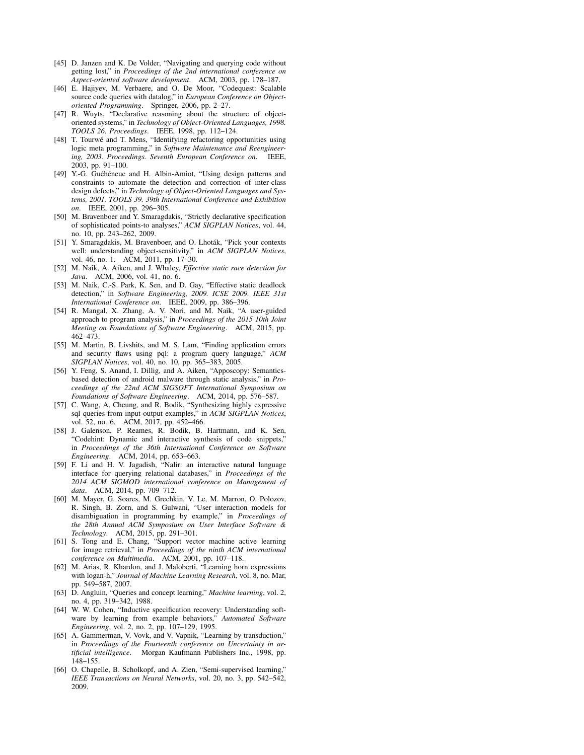[45] D. Janzen and K. De Volder, "Navigating and querying code without getting lost," in *Proceedings of the 2nd international conference on Aspect-oriented software development*. ACM, 2003, pp. 178–187.

[46] E. Hajiyev, M. Verbaere, and O. De Moor, "Codequest: Scalable source code queries with datalog," in *European Conference on Object-oriented Programming*. Springer, 2006, pp. 2–27.

[47] R. Wuyts, "Declarative reasoning about the structure of object-oriented systems," in *Technology of Object-Oriented Languages, 1998. TOOLS 26. Proceedings*. IEEE, 1998, pp. 112–124.

[48] T. Tourwé and T. Mens, "Identifying refactoring opportunities using logic meta programming," in *Software Maintenance and Reengineering, 2003. Proceedings. Seventh European Conference on*. IEEE, 2003, pp. 91–100.

[49] Y.-G. Guéhéneuc and H. Albin-Amiot, "Using design patterns and constraints to automate the detection and correction of inter-class design defects," in *Technology of Object-Oriented Languages and Systems, 2001. TOOLS 39. 39th International Conference and Exhibition on*. IEEE, 2001, pp. 296–305.

[50] M. Bravenboer and Y. Smaragdakis, "Strictly declarative specification of sophisticated points-to analyses," *ACM SIGPLAN Notices*, vol. 44, no. 10, pp. 243–262, 2009.

[51] Y. Smaragdakis, M. Bravenboer, and O. Lhoták, "Pick your contexts well: understanding object-sensitivity," in *ACM SIGPLAN Notices*, vol. 46, no. 1. ACM, 2011, pp. 17–30.

[52] M. Naik, A. Aiken, and J. Whaley, *Effective static race detection for Java*. ACM, 2006, vol. 41, no. 6.

[53] M. Naik, C.-S. Park, K. Sen, and D. Gay, "Effective static deadlock detection," in *Software Engineering, 2009. ICSE 2009. IEEE 31st International Conference on*. IEEE, 2009, pp. 386–396.

[54] R. Mangal, X. Zhang, A. V. Nori, and M. Naik, "A user-guided approach to program analysis," in *Proceedings of the 2015 10th Joint Meeting on Foundations of Software Engineering*. ACM, 2015, pp. 462–473.

[55] M. Martin, B. Livshits, and M. S. Lam, "Finding application errors and security flaws using pql: a program query language," *ACM SIGPLAN Notices*, vol. 40, no. 10, pp. 365–383, 2005.

[56] Y. Feng, S. Anand, I. Dillig, and A. Aiken, "Apposcopy: Semantics-based detection of android malware through static analysis," in *Proceedings of the 22nd ACM SIGSOFT International Symposium on Foundations of Software Engineering*. ACM, 2014, pp. 576–587.

[57] C. Wang, A. Cheung, and R. Bodik, "Synthesizing highly expressive sql queries from input-output examples," in *ACM SIGPLAN Notices*, vol. 52, no. 6. ACM, 2017, pp. 452–466.

[58] J. Galenson, P. Reames, R. Bodik, B. Hartmann, and K. Sen, "Codehint: Dynamic and interactive synthesis of code snippets," in *Proceedings of the 36th International Conference on Software Engineering*. ACM, 2014, pp. 653–663.

[59] F. Li and H. V. Jagadish, "Nalir: an interactive natural language interface for querying relational databases," in *Proceedings of the 2014 ACM SIGMOD international conference on Management of data*. ACM, 2014, pp. 709–712.

[60] M. Mayer, G. Soares, M. Grechkin, V. Le, M. Marron, O. Polozov, R. Singh, B. Zorn, and S. Gulwani, "User interaction models for disambiguation in programming by example," in *Proceedings of the 28th Annual ACM Symposium on User Interface Software & Technology*. ACM, 2015, pp. 291–301.

[61] S. Tong and E. Chang, "Support vector machine active learning for image retrieval," in *Proceedings of the ninth ACM international conference on Multimedia*. ACM, 2001, pp. 107–118.

[62] M. Arias, R. Khardon, and J. Maloberti, "Learning horn expressions with logan-h," *Journal of Machine Learning Research*, vol. 8, no. Mar, pp. 549–587, 2007.

[63] D. Angluin, "Queries and concept learning," *Machine learning*, vol. 2, no. 4, pp. 319–342, 1988.

[64] W. W. Cohen, "Inductive specification recovery: Understanding software by learning from example behaviors," *Automated Software Engineering*, vol. 2, no. 2, pp. 107–129, 1995.

[65] A. Gammerman, V. Vovk, and V. Vapnik, "Learning by transduction," in *Proceedings of the Fourteenth conference on Uncertainty in artificial intelligence*. Morgan Kaufmann Publishers Inc., 1998, pp. 148–155.

[66] O. Chapelle, B. Scholkopf, and A. Zien, "Semi-supervised learning," *IEEE Transactions on Neural Networks*, vol. 20, no. 3, pp. 542–542, 2009.